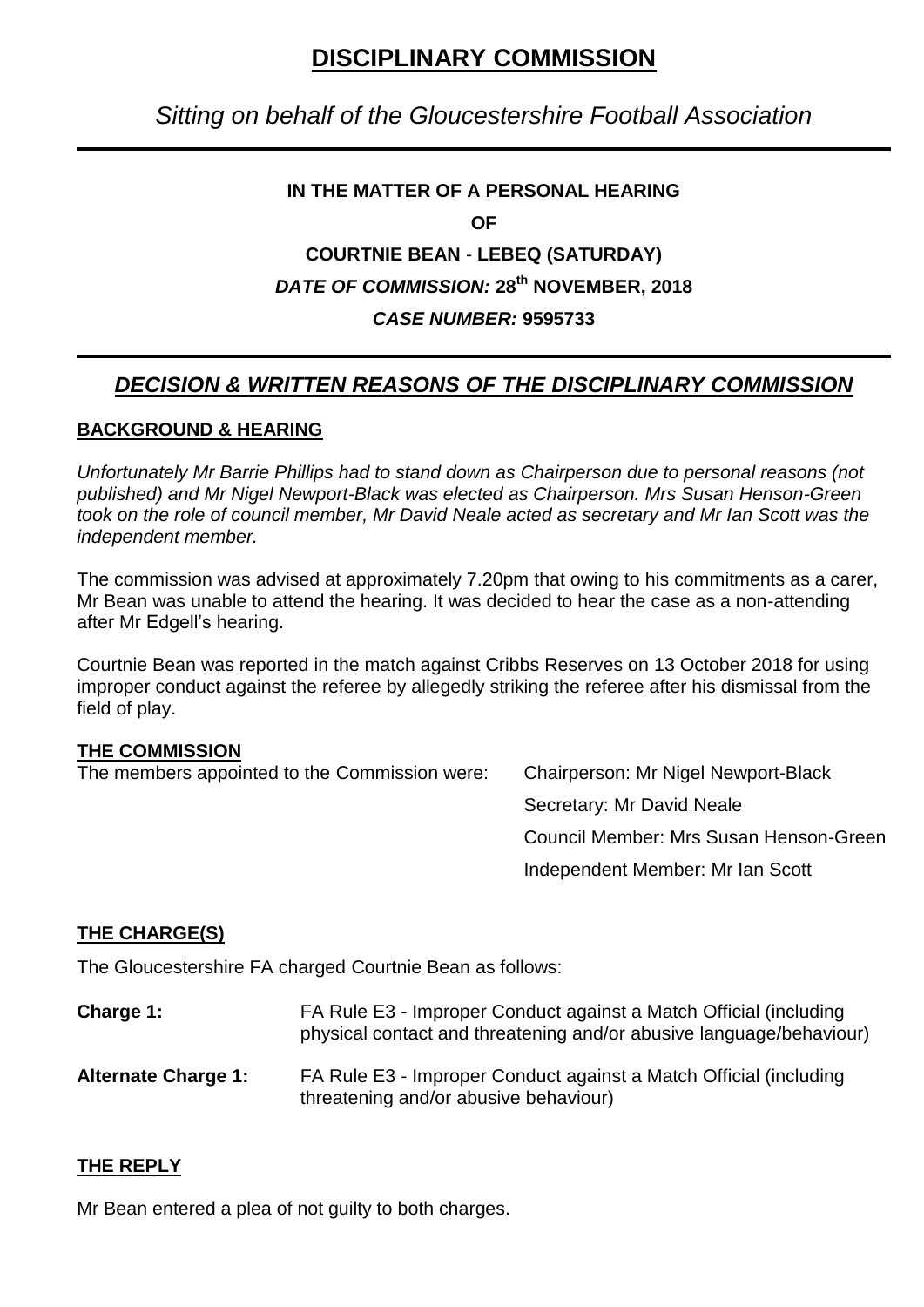# DISCIPLINARY COMMISSION

## *Sitting on behalf of the Gloucestershire Football Association*

**IN THE MATTER OF A PERSONAL HEARING**

**OF**

**COURTNIE BEAN - LEBEQ (SATURDAY)**

***DATE OF COMMISSION:* 28th NOVEMBER, 2018**

***CASE NUMBER:* 9595733**

## *DECISION & WRITTEN REASONS OF THE DISCIPLINARY COMMISSION*

### BACKGROUND & HEARING

*Unfortunately Mr Barrie Phillips had to stand down as Chairperson due to personal reasons (not published) and Mr Nigel Newport-Black was elected as Chairperson. Mrs Susan Henson-Green took on the role of council member, Mr David Neale acted as secretary and Mr Ian Scott was the independent member.*

The commission was advised at approximately 7.20pm that owing to his commitments as a carer, Mr Bean was unable to attend the hearing. It was decided to hear the case as a non-attending after Mr Edgell's hearing.

Courtnie Bean was reported in the match against Cribbs Reserves on 13 October 2018 for using improper conduct against the referee by allegedly striking the referee after his dismissal from the field of play.

### THE COMMISSION

The members appointed to the Commission were:

- Chairperson: Mr Nigel Newport-Black
- Secretary: Mr David Neale
- Council Member: Mrs Susan Henson-Green
- Independent Member: Mr Ian Scott

### THE CHARGE(S)

The Gloucestershire FA charged Courtnie Bean as follows:

**Charge 1:** FA Rule E3 - Improper Conduct against a Match Official (including physical contact and threatening and/or abusive language/behaviour)

**Alternate Charge 1:** FA Rule E3 - Improper Conduct against a Match Official (including threatening and/or abusive behaviour)

### THE REPLY

Mr Bean entered a plea of not guilty to both charges.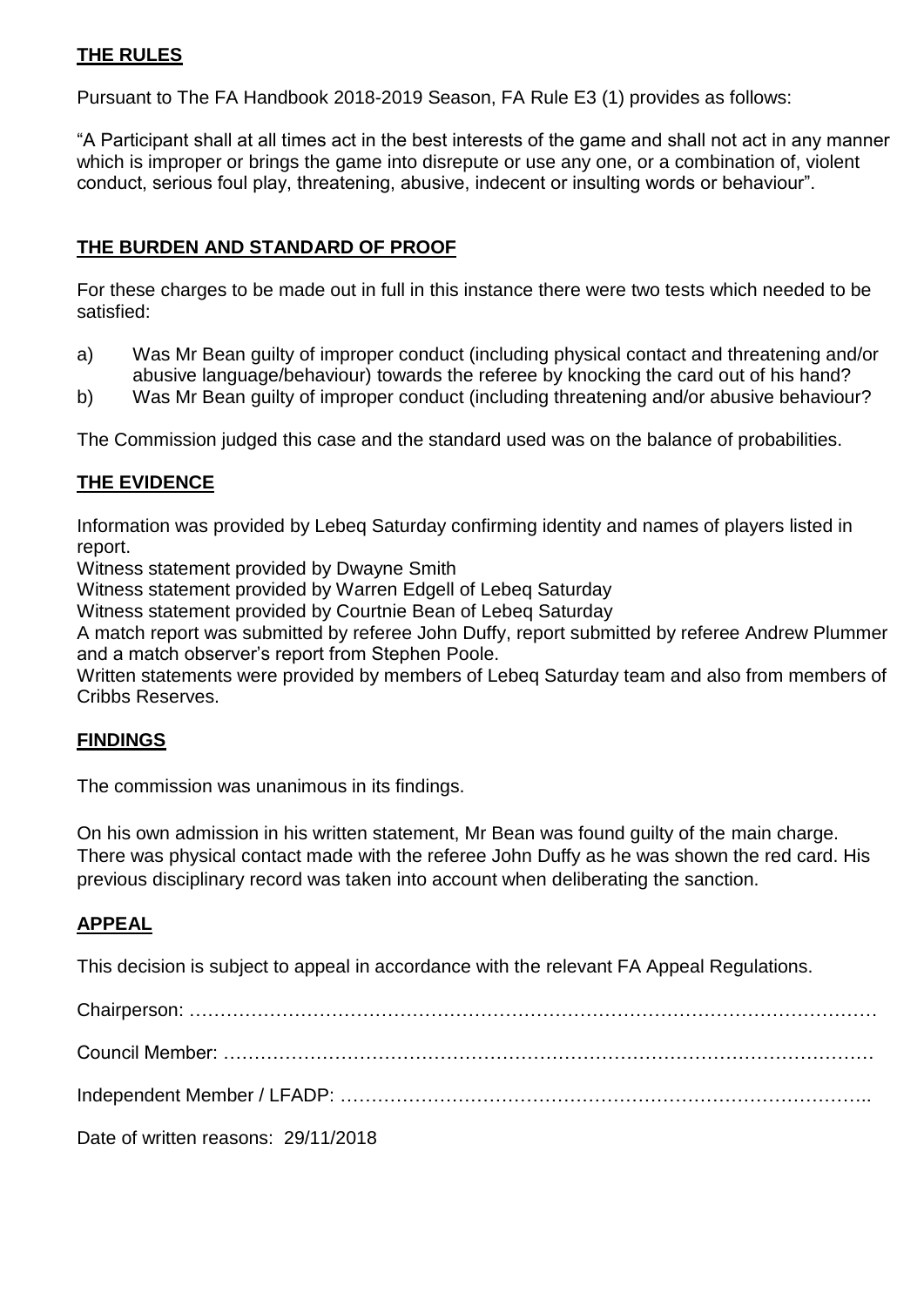## THE RULES

Pursuant to The FA Handbook 2018-2019 Season, FA Rule E3 (1) provides as follows:

"A Participant shall at all times act in the best interests of the game and shall not act in any manner which is improper or brings the game into disrepute or use any one, or a combination of, violent conduct, serious foul play, threatening, abusive, indecent or insulting words or behaviour".

## THE BURDEN AND STANDARD OF PROOF

For these charges to be made out in full in this instance there were two tests which needed to be satisfied:

a) Was Mr Bean guilty of improper conduct (including physical contact and threatening and/or abusive language/behaviour) towards the referee by knocking the card out of his hand?

b) Was Mr Bean guilty of improper conduct (including threatening and/or abusive behaviour?

The Commission judged this case and the standard used was on the balance of probabilities.

## THE EVIDENCE

Information was provided by Lebeq Saturday confirming identity and names of players listed in report.

Witness statement provided by Dwayne Smith

Witness statement provided by Warren Edgell of Lebeq Saturday

Witness statement provided by Courtnie Bean of Lebeq Saturday

A match report was submitted by referee John Duffy, report submitted by referee Andrew Plummer and a match observer's report from Stephen Poole.

Written statements were provided by members of Lebeq Saturday team and also from members of Cribbs Reserves.

## FINDINGS

The commission was unanimous in its findings.

On his own admission in his written statement, Mr Bean was found guilty of the main charge. There was physical contact made with the referee John Duffy as he was shown the red card. His previous disciplinary record was taken into account when deliberating the sanction.

## APPEAL

This decision is subject to appeal in accordance with the relevant FA Appeal Regulations.

Chairperson: …………………………………………………………………………………………

Council Member: ……………………………………………………………………………………

Independent Member / LFADP: ……………………………………………………………………..

Date of written reasons: 29/11/2018